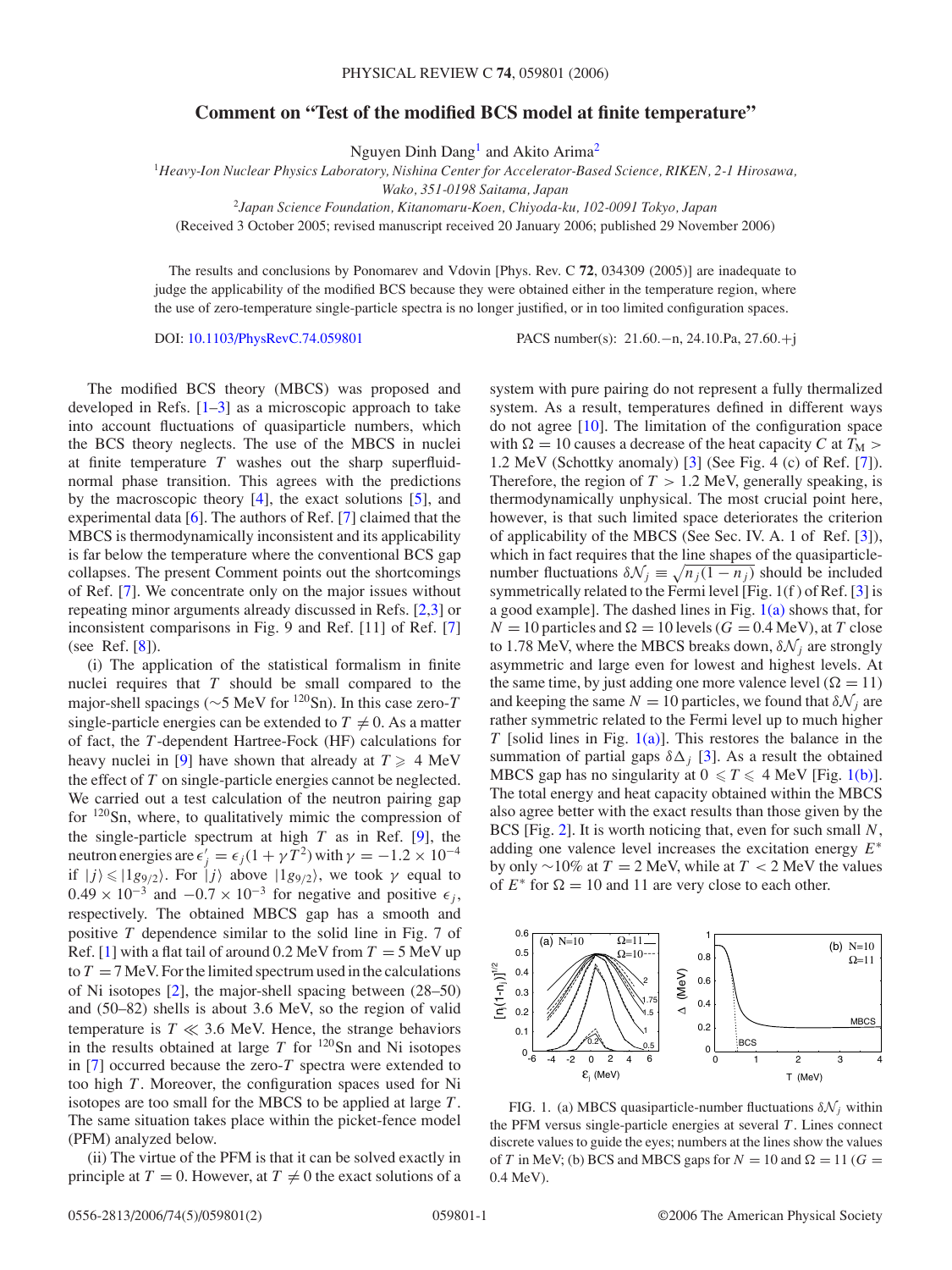# Comment on "Test of the modified BCS model at finite temperature"

Nguyen Dinh Dang[1] and Akito Arima[2]

[1]*Heavy-Ion Nuclear Physics Laboratory, Nishina Center for Accelerator-Based Science, RIKEN, 2-1 Hirosawa, Wako, 351-0198 Saitama, Japan*

[2]*Japan Science Foundation, Kitanomaru-Koen, Chiyoda-ku, 102-0091 Tokyo, Japan*

(Received 3 October 2005; revised manuscript received 20 January 2006; published 29 November 2006)

The results and conclusions by Ponomarev and Vdovin [Phys. Rev. C **72**, 034309 (2005)] are inadequate to judge the applicability of the modified BCS because they were obtained either in the temperature region, where the use of zero-temperature single-particle spectra is no longer justified, or in too limited configuration spaces.

DOI: 10.1103/PhysRevC.74.059801 PACS number(s): 21.60.−n, 24.10.Pa, 27.60.+j

The modified BCS theory (MBCS) was proposed and developed in Refs. [1–3] as a microscopic approach to take into account fluctuations of quasiparticle numbers, which the BCS theory neglects. The use of the MBCS in nuclei at finite temperature $T$ washes out the sharp superfluid-normal phase transition. This agrees with the predictions by the macroscopic theory [4], the exact solutions [5], and experimental data [6]. The authors of Ref. [7] claimed that the MBCS is thermodynamically inconsistent and its applicability is far below the temperature where the conventional BCS gap collapses. The present Comment points out the shortcomings of Ref. [7]. We concentrate only on the major issues without repeating minor arguments already discussed in Refs. [2,3] or inconsistent comparisons in Fig. 9 and Ref. [11] of Ref. [7] (see Ref. [8]).

(i) The application of the statistical formalism in finite nuclei requires that $T$ should be small compared to the major-shell spacings (∼5 MeV for $^{120}$Sn). In this case zero-$T$ single-particle energies can be extended to $T \neq 0$. As a matter of fact, the $T$-dependent Hartree-Fock (HF) calculations for heavy nuclei in [9] have shown that already at $T \geqslant 4$ MeV the effect of $T$ on single-particle energies cannot be neglected. We carried out a test calculation of the neutron pairing gap for $^{120}$Sn, where, to qualitatively mimic the compression of the single-particle spectrum at high $T$ as in Ref. [9], the neutron energies are $\epsilon'_j = \epsilon_j(1+\gamma T^2)$ with $\gamma = -1.2\times 10^{-4}$ if $|j\rangle \leqslant |1g_{9/2}\rangle$. For $|j\rangle$ above $|1g_{9/2}\rangle$, we took $\gamma$ equal to $0.49\times 10^{-3}$ and $-0.7\times 10^{-3}$ for negative and positive $\epsilon_j$, respectively. The obtained MBCS gap has a smooth and positive $T$ dependence similar to the solid line in Fig. 7 of Ref. [1] with a flat tail of around 0.2 MeV from $T = 5$ MeV up to $T = 7$ MeV. For the limited spectrum used in the calculations of Ni isotopes [2], the major-shell spacing between (28–50) and (50–82) shells is about 3.6 MeV, so the region of valid temperature is $T \ll 3.6$ MeV. Hence, the strange behaviors in the results obtained at large $T$ for $^{120}$Sn and Ni isotopes in [7] occurred because the zero-$T$ spectra were extended to too high $T$. Moreover, the configuration spaces used for Ni isotopes are too small for the MBCS to be applied at large $T$. The same situation takes place within the picket-fence model (PFM) analyzed below.

(ii) The virtue of the PFM is that it can be solved exactly in principle at $T = 0$. However, at $T \neq 0$ the exact solutions of a system with pure pairing do not represent a fully thermalized system. As a result, temperatures defined in different ways do not agree [10]. The limitation of the configuration space with $\Omega = 10$ causes a decrease of the heat capacity $C$ at $T_M > 1.2$ MeV (Schottky anomaly) [3] (See Fig. 4 (c) of Ref. [7]). Therefore, the region of $T > 1.2$ MeV, generally speaking, is thermodynamically unphysical. The most crucial point here, however, is that such limited space deteriorates the criterion of applicability of the MBCS (See Sec. IV. A. 1 of Ref. [3]), which in fact requires that the line shapes of the quasiparticle-number fluctuations $\delta\mathcal{N}_j \equiv \sqrt{n_j(1-n_j)}$ should be included symmetrically related to the Fermi level [Fig. 1(f) of Ref. [3] is a good example]. The dashed lines in Fig. 1(a) shows that, for $N = 10$ particles and $\Omega = 10$ levels ($G = 0.4$ MeV), at $T$ close to 1.78 MeV, where the MBCS breaks down, $\delta\mathcal{N}_j$ are strongly asymmetric and large even for lowest and highest levels. At the same time, by just adding one more valence level ($\Omega = 11$) and keeping the same $N = 10$ particles, we found that $\delta\mathcal{N}_j$ are rather symmetric related to the Fermi level up to much higher $T$ [solid lines in Fig. 1(a)]. This restores the balance in the summation of partial gaps $\delta\Delta_j$ [3]. As a result the obtained MBCS gap has no singularity at $0 \leqslant T \leqslant 4$ MeV [Fig. 1(b)]. The total energy and heat capacity obtained within the MBCS also agree better with the exact results than those given by the BCS [Fig. 2]. It is worth noticing that, even for such small $N$, adding one valence level increases the excitation energy $E^*$ by only ∼10% at $T = 2$ MeV, while at $T < 2$ MeV the values of $E^*$ for $\Omega = 10$ and 11 are very close to each other.

FIG. 1. (a) MBCS quasiparticle-number fluctuations $\delta\mathcal{N}_j$ within the PFM versus single-particle energies at several $T$. Lines connect discrete values to guide the eyes; numbers at the lines show the values of $T$ in MeV; (b) BCS and MBCS gaps for $N = 10$ and $\Omega = 11$ ($G = 0.4$ MeV).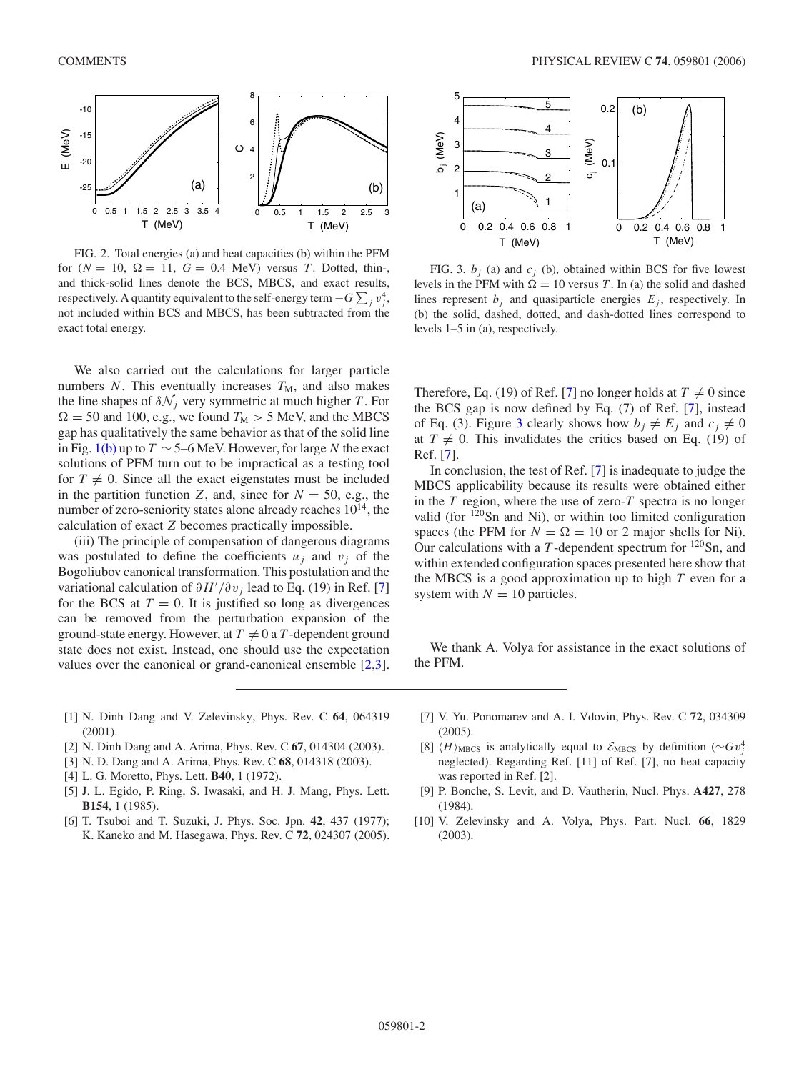FIG. 2. Total energies (a) and heat capacities (b) within the PFM for ($N = 10$, $\Omega = 11$, $G = 0.4$ MeV) versus $T$. Dotted, thin-, and thick-solid lines denote the BCS, MBCS, and exact results, respectively. A quantity equivalent to the self-energy term $-G\sum_j v_j^4$, not included within BCS and MBCS, has been subtracted from the exact total energy.

FIG. 3. $b_j$ (a) and $c_j$ (b), obtained within BCS for five lowest levels in the PFM with $\Omega = 10$ versus $T$. In (a) the solid and dashed lines represent $b_j$ and quasiparticle energies $E_j$, respectively. In (b) the solid, dashed, dotted, and dash-dotted lines correspond to levels 1–5 in (a), respectively.

We also carried out the calculations for larger particle numbers $N$. This eventually increases $T_M$, and also makes the line shapes of $\delta\mathcal{N}_j$ very symmetric at much higher $T$. For $\Omega = 50$ and 100, e.g., we found $T_M > 5$ MeV, and the MBCS gap has qualitatively the same behavior as that of the solid line in Fig. 1(b) up to $T \sim 5$–6 MeV. However, for large $N$ the exact solutions of PFM turn out to be impractical as a testing tool for $T \neq 0$. Since all the exact eigenstates must be included in the partition function $Z$, and, since for $N = 50$, e.g., the number of zero-seniority states alone already reaches $10^{14}$, the calculation of exact $Z$ becomes practically impossible.

(iii) The principle of compensation of dangerous diagrams was postulated to define the coefficients $u_j$ and $v_j$ of the Bogoliubov canonical transformation. This postulation and the variational calculation of $\partial H'/\partial v_j$ lead to Eq. (19) in Ref. [7] for the BCS at $T = 0$. It is justified so long as divergences can be removed from the perturbation expansion of the ground-state energy. However, at $T \neq 0$ a $T$-dependent ground state does not exist. Instead, one should use the expectation values over the canonical or grand-canonical ensemble [2,3]. Therefore, Eq. (19) of Ref. [7] no longer holds at $T \neq 0$ since the BCS gap is now defined by Eq. (7) of Ref. [7], instead of Eq. (3). Figure 3 clearly shows how $b_j \neq E_j$ and $c_j \neq 0$ at $T \neq 0$. This invalidates the critics based on Eq. (19) of Ref. [7].

In conclusion, the test of Ref. [7] is inadequate to judge the MBCS applicability because its results were obtained either in the $T$ region, where the use of zero-$T$ spectra is no longer valid (for $^{120}$Sn and Ni), or within too limited configuration spaces (the PFM for $N = \Omega = 10$ or 2 major shells for Ni). Our calculations with a $T$-dependent spectrum for $^{120}$Sn, and within extended configuration spaces presented here show that the MBCS is a good approximation up to high $T$ even for a system with $N = 10$ particles.

We thank A. Volya for assistance in the exact solutions of the PFM.

[1] N. Dinh Dang and V. Zelevinsky, Phys. Rev. C **64**, 064319 (2001).

[2] N. Dinh Dang and A. Arima, Phys. Rev. C **67**, 014304 (2003).

[3] N. D. Dang and A. Arima, Phys. Rev. C **68**, 014318 (2003).

[4] L. G. Moretto, Phys. Lett. **B40**, 1 (1972).

[5] J. L. Egido, P. Ring, S. Iwasaki, and H. J. Mang, Phys. Lett. **B154**, 1 (1985).

[6] T. Tsuboi and T. Suzuki, J. Phys. Soc. Jpn. **42**, 437 (1977); K. Kaneko and M. Hasegawa, Phys. Rev. C **72**, 024307 (2005).

[7] V. Yu. Ponomarev and A. I. Vdovin, Phys. Rev. C **72**, 034309 (2005).

[8] $\langle H\rangle_{\rm MBCS}$ is analytically equal to $\mathcal{E}_{\rm MBCS}$ by definition ($\sim Gv_j^4$ neglected). Regarding Ref. [11] of Ref. [7], no heat capacity was reported in Ref. [2].

[9] P. Bonche, S. Levit, and D. Vautherin, Nucl. Phys. **A427**, 278 (1984).

[10] V. Zelevinsky and A. Volya, Phys. Part. Nucl. **66**, 1829 (2003).